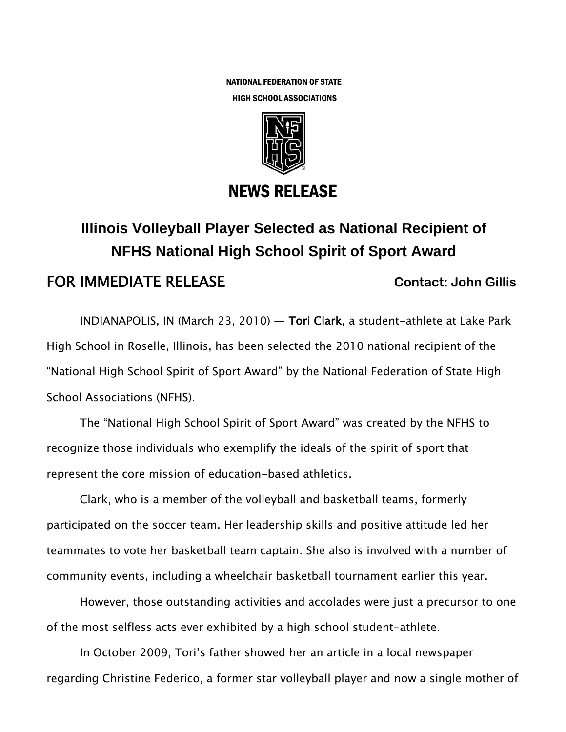NATIONAL FEDERATION OF STATE
HIGH SCHOOL ASSOCIATIONS

# NEWS RELEASE

## Illinois Volleyball Player Selected as National Recipient of NFHS National High School Spirit of Sport Award

**FOR IMMEDIATE RELEASE** **Contact: John Gillis**

INDIANAPOLIS, IN (March 23, 2010) — **Tori Clark,** a student-athlete at Lake Park High School in Roselle, Illinois, has been selected the 2010 national recipient of the "National High School Spirit of Sport Award" by the National Federation of State High School Associations (NFHS).

The "National High School Spirit of Sport Award" was created by the NFHS to recognize those individuals who exemplify the ideals of the spirit of sport that represent the core mission of education-based athletics.

Clark, who is a member of the volleyball and basketball teams, formerly participated on the soccer team. Her leadership skills and positive attitude led her teammates to vote her basketball team captain. She also is involved with a number of community events, including a wheelchair basketball tournament earlier this year.

However, those outstanding activities and accolades were just a precursor to one of the most selfless acts ever exhibited by a high school student-athlete.

In October 2009, Tori's father showed her an article in a local newspaper regarding Christine Federico, a former star volleyball player and now a single mother of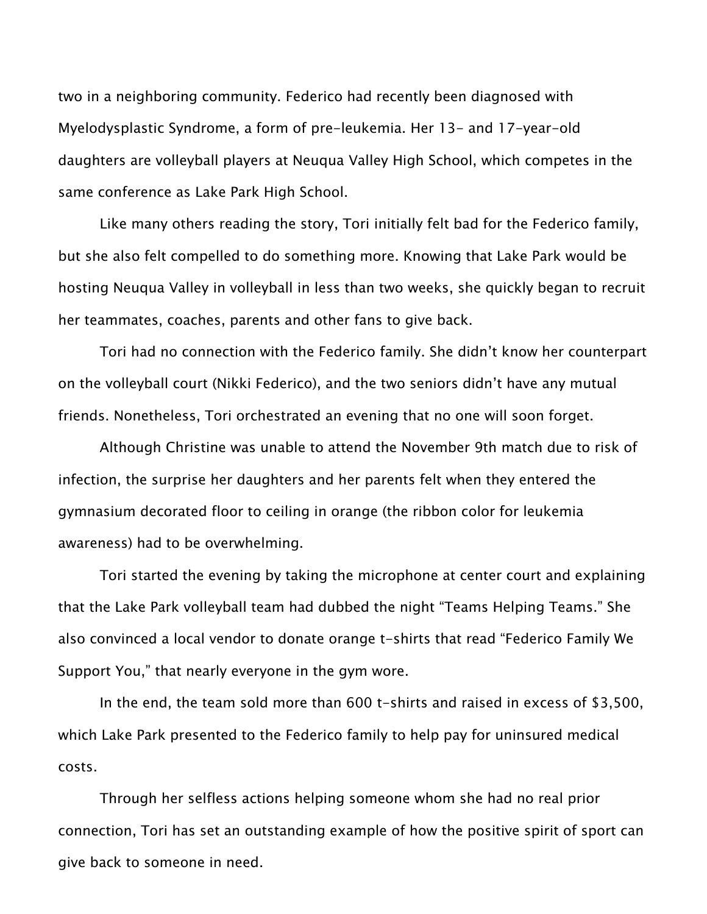two in a neighboring community. Federico had recently been diagnosed with Myelodysplastic Syndrome, a form of pre-leukemia. Her 13- and 17-year-old daughters are volleyball players at Neuqua Valley High School, which competes in the same conference as Lake Park High School.

Like many others reading the story, Tori initially felt bad for the Federico family, but she also felt compelled to do something more. Knowing that Lake Park would be hosting Neuqua Valley in volleyball in less than two weeks, she quickly began to recruit her teammates, coaches, parents and other fans to give back.

Tori had no connection with the Federico family. She didn't know her counterpart on the volleyball court (Nikki Federico), and the two seniors didn't have any mutual friends. Nonetheless, Tori orchestrated an evening that no one will soon forget.

Although Christine was unable to attend the November 9th match due to risk of infection, the surprise her daughters and her parents felt when they entered the gymnasium decorated floor to ceiling in orange (the ribbon color for leukemia awareness) had to be overwhelming.

Tori started the evening by taking the microphone at center court and explaining that the Lake Park volleyball team had dubbed the night "Teams Helping Teams." She also convinced a local vendor to donate orange t-shirts that read "Federico Family We Support You," that nearly everyone in the gym wore.

In the end, the team sold more than 600 t-shirts and raised in excess of $3,500, which Lake Park presented to the Federico family to help pay for uninsured medical costs.

Through her selfless actions helping someone whom she had no real prior connection, Tori has set an outstanding example of how the positive spirit of sport can give back to someone in need.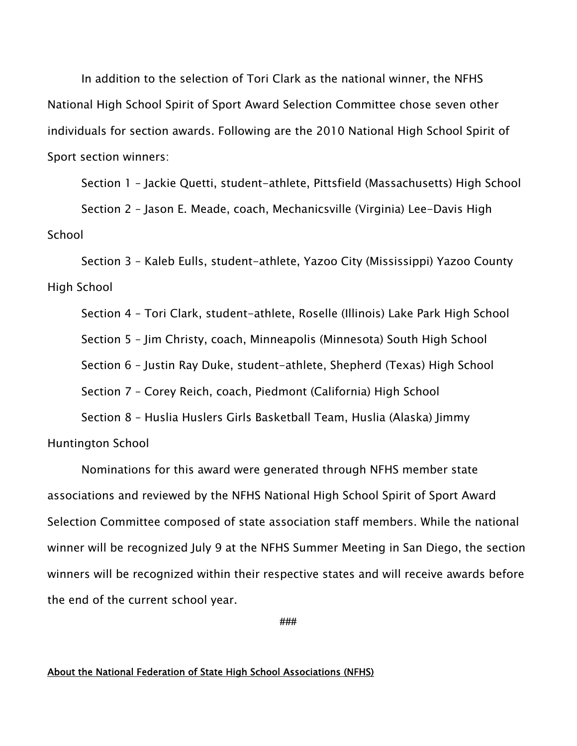In addition to the selection of Tori Clark as the national winner, the NFHS National High School Spirit of Sport Award Selection Committee chose seven other individuals for section awards. Following are the 2010 National High School Spirit of Sport section winners:

Section 1 – Jackie Quetti, student-athlete, Pittsfield (Massachusetts) High School

Section 2 – Jason E. Meade, coach, Mechanicsville (Virginia) Lee-Davis High School

Section 3 – Kaleb Eulls, student-athlete, Yazoo City (Mississippi) Yazoo County High School

Section 4 – Tori Clark, student-athlete, Roselle (Illinois) Lake Park High School

Section 5 – Jim Christy, coach, Minneapolis (Minnesota) South High School

Section 6 – Justin Ray Duke, student-athlete, Shepherd (Texas) High School

Section 7 – Corey Reich, coach, Piedmont (California) High School

Section 8 – Huslia Huslers Girls Basketball Team, Huslia (Alaska) Jimmy Huntington School

Nominations for this award were generated through NFHS member state associations and reviewed by the NFHS National High School Spirit of Sport Award Selection Committee composed of state association staff members. While the national winner will be recognized July 9 at the NFHS Summer Meeting in San Diego, the section winners will be recognized within their respective states and will receive awards before the end of the current school year.

###

**About the National Federation of State High School Associations (NFHS)**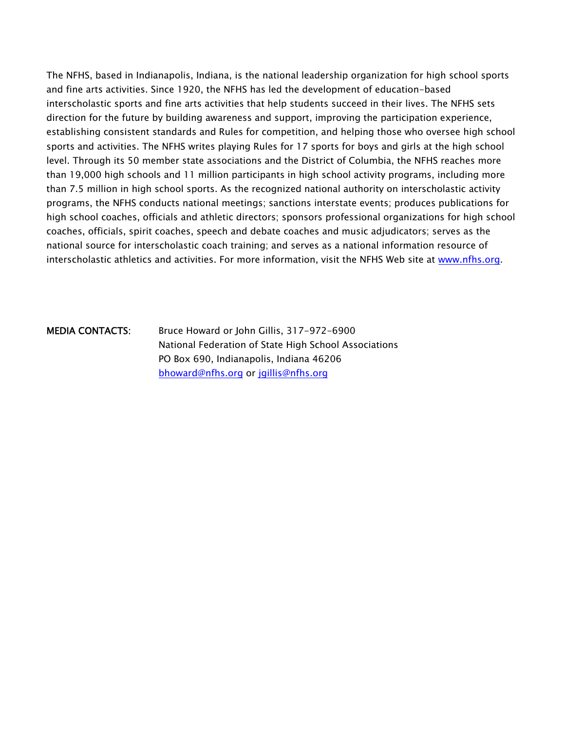The NFHS, based in Indianapolis, Indiana, is the national leadership organization for high school sports and fine arts activities. Since 1920, the NFHS has led the development of education-based interscholastic sports and fine arts activities that help students succeed in their lives. The NFHS sets direction for the future by building awareness and support, improving the participation experience, establishing consistent standards and Rules for competition, and helping those who oversee high school sports and activities. The NFHS writes playing Rules for 17 sports for boys and girls at the high school level. Through its 50 member state associations and the District of Columbia, the NFHS reaches more than 19,000 high schools and 11 million participants in high school activity programs, including more than 7.5 million in high school sports. As the recognized national authority on interscholastic activity programs, the NFHS conducts national meetings; sanctions interstate events; produces publications for high school coaches, officials and athletic directors; sponsors professional organizations for high school coaches, officials, spirit coaches, speech and debate coaches and music adjudicators; serves as the national source for interscholastic coach training; and serves as a national information resource of interscholastic athletics and activities. For more information, visit the NFHS Web site at www.nfhs.org.

**MEDIA CONTACTS:** Bruce Howard or John Gillis, 317-972-6900
National Federation of State High School Associations
PO Box 690, Indianapolis, Indiana 46206
bhoward@nfhs.org or jgillis@nfhs.org